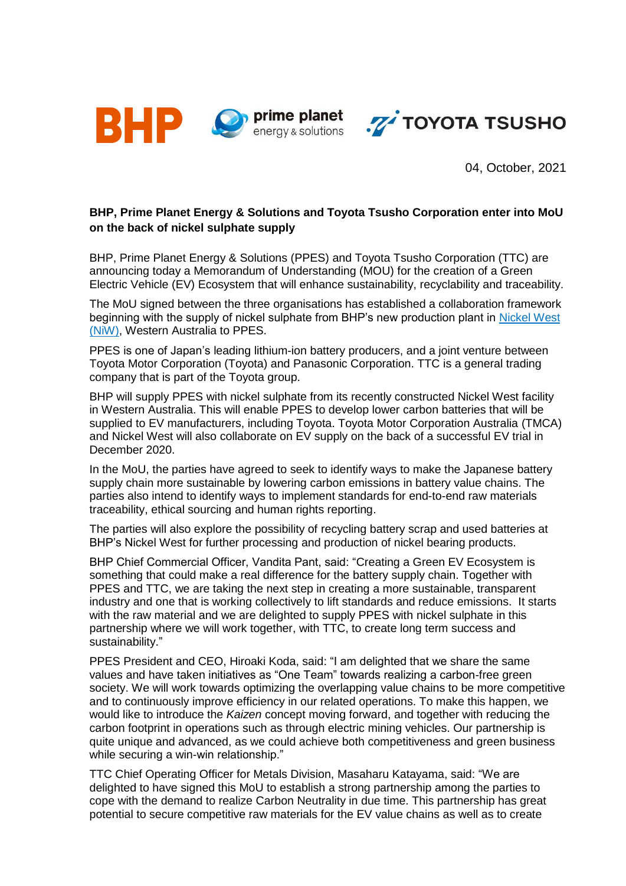BHP prime planet energy & solutions TOYOTA TSUSHO

04, October, 2021

**BHP, Prime Planet Energy & Solutions and Toyota Tsusho Corporation enter into MoU on the back of nickel sulphate supply**

BHP, Prime Planet Energy & Solutions (PPES) and Toyota Tsusho Corporation (TTC) are announcing today a Memorandum of Understanding (MOU) for the creation of a Green Electric Vehicle (EV) Ecosystem that will enhance sustainability, recyclability and traceability.

The MoU signed between the three organisations has established a collaboration framework beginning with the supply of nickel sulphate from BHP's new production plant in [Nickel West (NiW)](), Western Australia to PPES.

PPES is one of Japan's leading lithium-ion battery producers, and a joint venture between Toyota Motor Corporation (Toyota) and Panasonic Corporation. TTC is a general trading company that is part of the Toyota group.

BHP will supply PPES with nickel sulphate from its recently constructed Nickel West facility in Western Australia. This will enable PPES to develop lower carbon batteries that will be supplied to EV manufacturers, including Toyota. Toyota Motor Corporation Australia (TMCA) and Nickel West will also collaborate on EV supply on the back of a successful EV trial in December 2020.

In the MoU, the parties have agreed to seek to identify ways to make the Japanese battery supply chain more sustainable by lowering carbon emissions in battery value chains. The parties also intend to identify ways to implement standards for end-to-end raw materials traceability, ethical sourcing and human rights reporting.

The parties will also explore the possibility of recycling battery scrap and used batteries at BHP's Nickel West for further processing and production of nickel bearing products.

BHP Chief Commercial Officer, Vandita Pant, said: "Creating a Green EV Ecosystem is something that could make a real difference for the battery supply chain. Together with PPES and TTC, we are taking the next step in creating a more sustainable, transparent industry and one that is working collectively to lift standards and reduce emissions. It starts with the raw material and we are delighted to supply PPES with nickel sulphate in this partnership where we will work together, with TTC, to create long term success and sustainability."

PPES President and CEO, Hiroaki Koda, said: "I am delighted that we share the same values and have taken initiatives as "One Team" towards realizing a carbon-free green society. We will work towards optimizing the overlapping value chains to be more competitive and to continuously improve efficiency in our related operations. To make this happen, we would like to introduce the *Kaizen* concept moving forward, and together with reducing the carbon footprint in operations such as through electric mining vehicles. Our partnership is quite unique and advanced, as we could achieve both competitiveness and green business while securing a win-win relationship."

TTC Chief Operating Officer for Metals Division, Masaharu Katayama, said: "We are delighted to have signed this MoU to establish a strong partnership among the parties to cope with the demand to realize Carbon Neutrality in due time. This partnership has great potential to secure competitive raw materials for the EV value chains as well as to create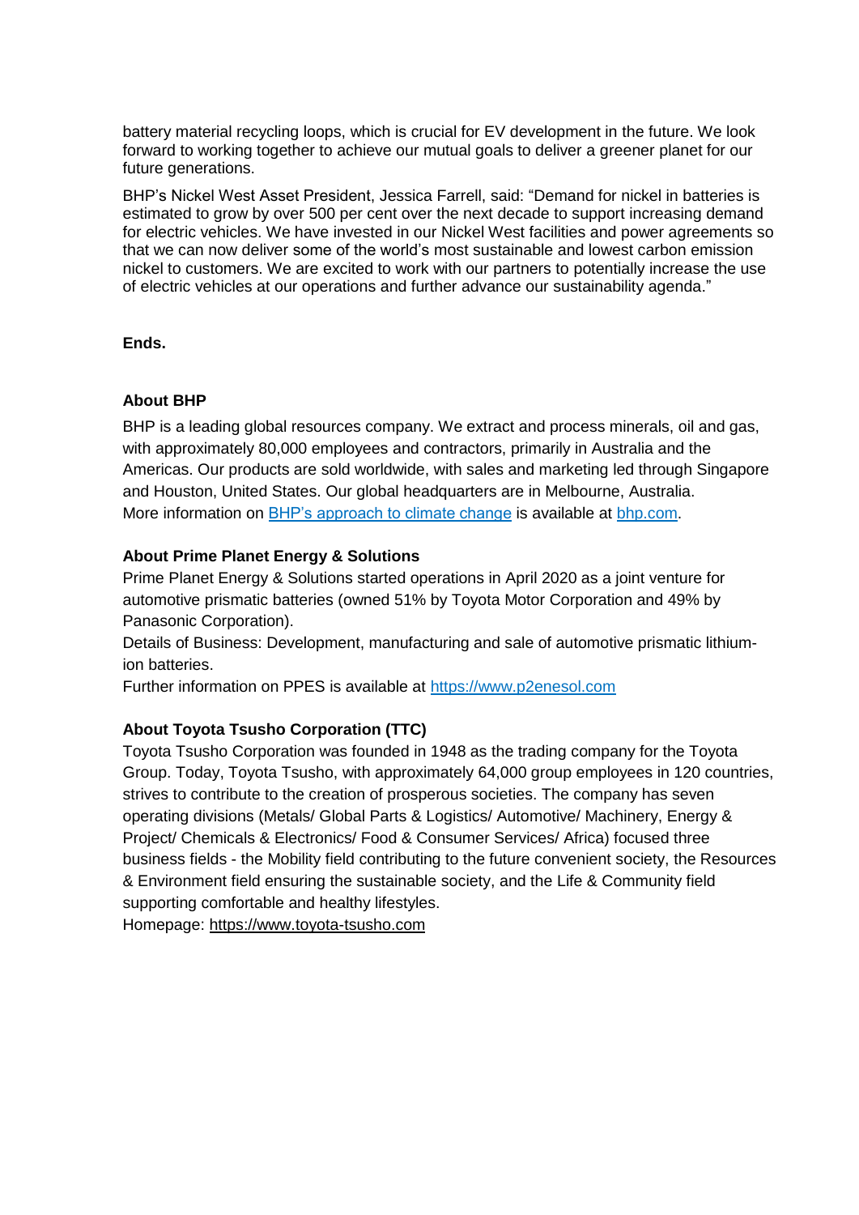battery material recycling loops, which is crucial for EV development in the future. We look forward to working together to achieve our mutual goals to deliver a greener planet for our future generations.

BHP's Nickel West Asset President, Jessica Farrell, said: "Demand for nickel in batteries is estimated to grow by over 500 per cent over the next decade to support increasing demand for electric vehicles. We have invested in our Nickel West facilities and power agreements so that we can now deliver some of the world's most sustainable and lowest carbon emission nickel to customers. We are excited to work with our partners to potentially increase the use of electric vehicles at our operations and further advance our sustainability agenda."

**Ends.**

**About BHP**

BHP is a leading global resources company. We extract and process minerals, oil and gas, with approximately 80,000 employees and contractors, primarily in Australia and the Americas. Our products are sold worldwide, with sales and marketing led through Singapore and Houston, United States. Our global headquarters are in Melbourne, Australia.
More information on [BHP's approach to climate change](BHP's approach to climate change) is available at [bhp.com](bhp.com).

**About Prime Planet Energy & Solutions**

Prime Planet Energy & Solutions started operations in April 2020 as a joint venture for automotive prismatic batteries (owned 51% by Toyota Motor Corporation and 49% by Panasonic Corporation).
Details of Business: Development, manufacturing and sale of automotive prismatic lithium-ion batteries.
Further information on PPES is available at https://www.p2enesol.com

**About Toyota Tsusho Corporation (TTC)**

Toyota Tsusho Corporation was founded in 1948 as the trading company for the Toyota Group. Today, Toyota Tsusho, with approximately 64,000 group employees in 120 countries, strives to contribute to the creation of prosperous societies. The company has seven operating divisions (Metals/ Global Parts & Logistics/ Automotive/ Machinery, Energy & Project/ Chemicals & Electronics/ Food & Consumer Services/ Africa) focused three business fields - the Mobility field contributing to the future convenient society, the Resources & Environment field ensuring the sustainable society, and the Life & Community field supporting comfortable and healthy lifestyles.
Homepage: https://www.toyota-tsusho.com